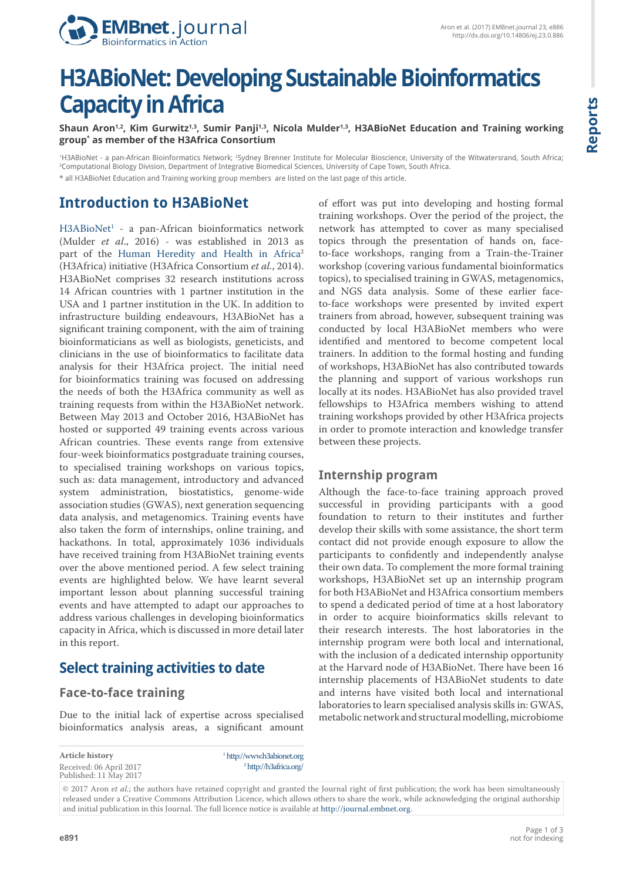# H3ABioNet: Developing Sustainable Bioinformatics Capacity in Africa

**Shaun Aron[1,2], Kim Gurwitz[1,3], Sumir Panji[1,3], Nicola Mulder[1,3], H3ABioNet Education and Training working group* as member of the H3Africa Consortium**

[1]H3ABioNet - a pan-African Bioinformatics Network; [2]Sydney Brenner Institute for Molecular Bioscience, University of the Witwatersrand, South Africa; [3]Computational Biology Division, Department of Integrative Biomedical Sciences, University of Cape Town, South Africa.

* all H3ABioNet Education and Training working group members are listed on the last page of this article.

## Introduction to H3ABioNet

H3ABioNet[1] - a pan-African bioinformatics network (Mulder *et al*., 2016) - was established in 2013 as part of the Human Heredity and Health in Africa[2] (H3Africa) initiative (H3Africa Consortium *et al.*, 2014). H3ABioNet comprises 32 research institutions across 14 African countries with 1 partner institution in the USA and 1 partner institution in the UK. In addition to infrastructure building endeavours, H3ABioNet has a significant training component, with the aim of training bioinformaticians as well as biologists, geneticists, and clinicians in the use of bioinformatics to facilitate data analysis for their H3Africa project. The initial need for bioinformatics training was focused on addressing the needs of both the H3Africa community as well as training requests from within the H3ABioNet network. Between May 2013 and October 2016, H3ABioNet has hosted or supported 49 training events across various African countries. These events range from extensive four-week bioinformatics postgraduate training courses, to specialised training workshops on various topics, such as: data management, introductory and advanced system administration, biostatistics, genome-wide association studies (GWAS), next generation sequencing data analysis, and metagenomics. Training events have also taken the form of internships, online training, and hackathons. In total, approximately 1036 individuals have received training from H3ABioNet training events over the above mentioned period. A few select training events are highlighted below. We have learnt several important lesson about planning successful training events and have attempted to adapt our approaches to address various challenges in developing bioinformatics capacity in Africa, which is discussed in more detail later in this report.

## Select training activities to date

### Face-to-face training

Due to the initial lack of expertise across specialised bioinformatics analysis areas, a significant amount of effort was put into developing and hosting formal training workshops. Over the period of the project, the network has attempted to cover as many specialised topics through the presentation of hands on, face-to-face workshops, ranging from a Train-the-Trainer workshop (covering various fundamental bioinformatics topics), to specialised training in GWAS, metagenomics, and NGS data analysis. Some of these earlier face-to-face workshops were presented by invited expert trainers from abroad, however, subsequent training was conducted by local H3ABioNet members who were identified and mentored to become competent local trainers. In addition to the formal hosting and funding of workshops, H3ABioNet has also contributed towards the planning and support of various workshops run locally at its nodes. H3ABioNet has also provided travel fellowships to H3Africa members wishing to attend training workshops provided by other H3Africa projects in order to promote interaction and knowledge transfer between these projects.

### Internship program

Although the face-to-face training approach proved successful in providing participants with a good foundation to return to their institutes and further develop their skills with some assistance, the short term contact did not provide enough exposure to allow the participants to confidently and independently analyse their own data. To complement the more formal training workshops, H3ABioNet set up an internship program for both H3ABioNet and H3Africa consortium members to spend a dedicated period of time at a host laboratory in order to acquire bioinformatics skills relevant to their research interests. The host laboratories in the internship program were both local and international, with the inclusion of a dedicated internship opportunity at the Harvard node of H3ABioNet. There have been 16 internship placements of H3ABioNet students to date and interns have visited both local and international laboratories to learn specialised analysis skills in: GWAS, metabolic network and structural modelling, microbiome

**Article history**
Received: 06 April 2017
Published: 11 May 2017

[1] http://www.h3abionet.org
[2] http://h3africa.org/

© 2017 Aron *et al.*; the authors have retained copyright and granted the Journal right of first publication; the work has been simultaneously released under a Creative Commons Attribution Licence, which allows others to share the work, while acknowledging the original authorship and initial publication in this Journal. The full licence notice is available at http://journal.embnet.org.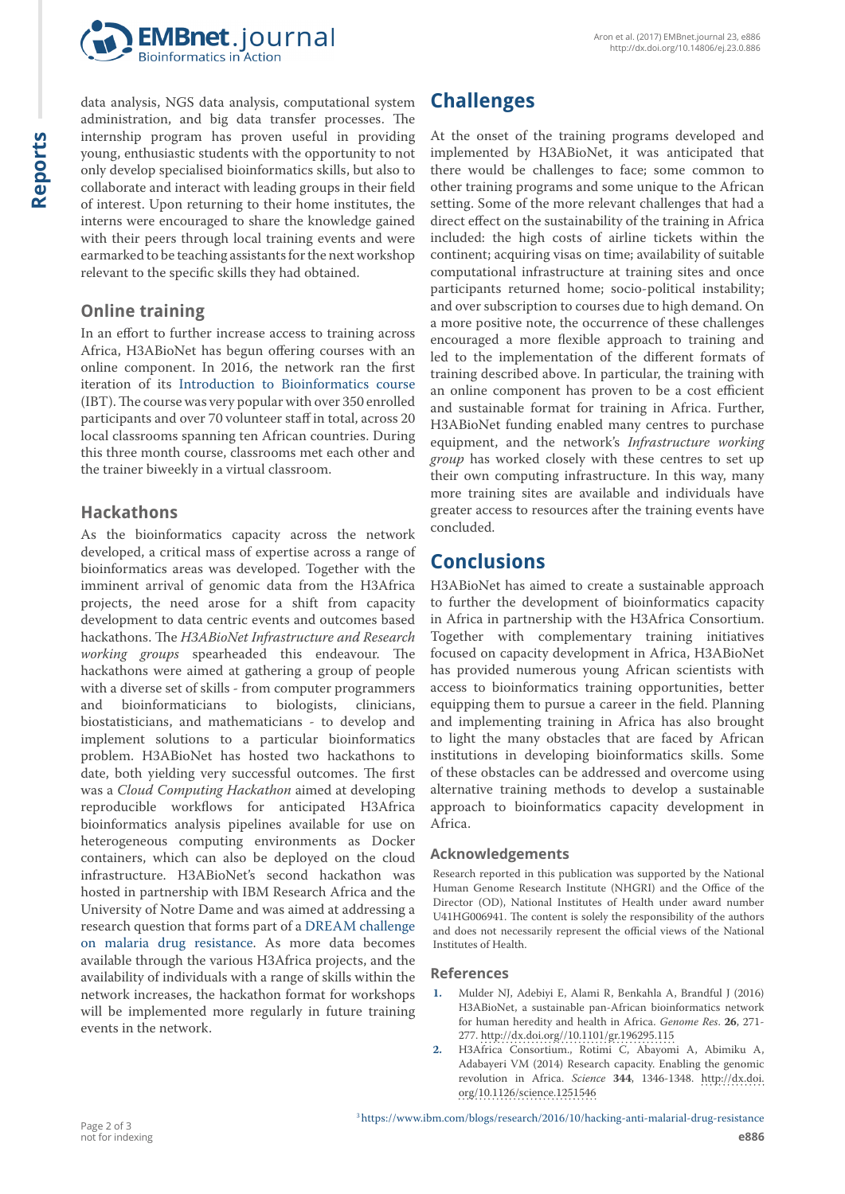data analysis, NGS data analysis, computational system administration, and big data transfer processes. The internship program has proven useful in providing young, enthusiastic students with the opportunity to not only develop specialised bioinformatics skills, but also to collaborate and interact with leading groups in their field of interest. Upon returning to their home institutes, the interns were encouraged to share the knowledge gained with their peers through local training events and were earmarked to be teaching assistants for the next workshop relevant to the specific skills they had obtained.

### Online training

In an effort to further increase access to training across Africa, H3ABioNet has begun offering courses with an online component. In 2016, the network ran the first iteration of its Introduction to Bioinformatics course (IBT). The course was very popular with over 350 enrolled participants and over 70 volunteer staff in total, across 20 local classrooms spanning ten African countries. During this three month course, classrooms met each other and the trainer biweekly in a virtual classroom.

### Hackathons

As the bioinformatics capacity across the network developed, a critical mass of expertise across a range of bioinformatics areas was developed. Together with the imminent arrival of genomic data from the H3Africa projects, the need arose for a shift from capacity development to data centric events and outcomes based hackathons. The *H3ABioNet Infrastructure and Research working groups* spearheaded this endeavour. The hackathons were aimed at gathering a group of people with a diverse set of skills - from computer programmers and bioinformaticians to biologists, clinicians, biostatisticians, and mathematicians - to develop and implement solutions to a particular bioinformatics problem. H3ABioNet has hosted two hackathons to date, both yielding very successful outcomes. The first was a *Cloud Computing Hackathon* aimed at developing reproducible workflows for anticipated H3Africa bioinformatics analysis pipelines available for use on heterogeneous computing environments as Docker containers, which can also be deployed on the cloud infrastructure. H3ABioNet's second hackathon was hosted in partnership with IBM Research Africa and the University of Notre Dame and was aimed at addressing a research question that forms part of a DREAM challenge on malaria drug resistance. As more data becomes available through the various H3Africa projects, and the availability of individuals with a range of skills within the network increases, the hackathon format for workshops will be implemented more regularly in future training events in the network.

## Challenges

At the onset of the training programs developed and implemented by H3ABioNet, it was anticipated that there would be challenges to face; some common to other training programs and some unique to the African setting. Some of the more relevant challenges that had a direct effect on the sustainability of the training in Africa included: the high costs of airline tickets within the continent; acquiring visas on time; availability of suitable computational infrastructure at training sites and once participants returned home; socio-political instability; and over subscription to courses due to high demand. On a more positive note, the occurrence of these challenges encouraged a more flexible approach to training and led to the implementation of the different formats of training described above. In particular, the training with an online component has proven to be a cost efficient and sustainable format for training in Africa. Further, H3ABioNet funding enabled many centres to purchase equipment, and the network's *Infrastructure working group* has worked closely with these centres to set up their own computing infrastructure. In this way, many more training sites are available and individuals have greater access to resources after the training events have concluded.

## Conclusions

H3ABioNet has aimed to create a sustainable approach to further the development of bioinformatics capacity in Africa in partnership with the H3Africa Consortium. Together with complementary training initiatives focused on capacity development in Africa, H3ABioNet has provided numerous young African scientists with access to bioinformatics training opportunities, better equipping them to pursue a career in the field. Planning and implementing training in Africa has also brought to light the many obstacles that are faced by African institutions in developing bioinformatics skills. Some of these obstacles can be addressed and overcome using alternative training methods to develop a sustainable approach to bioinformatics capacity development in Africa.

### Acknowledgements

Research reported in this publication was supported by the National Human Genome Research Institute (NHGRI) and the Office of the Director (OD), National Institutes of Health under award number U41HG006941. The content is solely the responsibility of the authors and does not necessarily represent the official views of the National Institutes of Health.

### References

1. Mulder NJ, Adebiyi E, Alami R, Benkahla A, Brandful J (2016) H3ABioNet, a sustainable pan-African bioinformatics network for human heredity and health in Africa. *Genome Res*. **26**, 271-277. http://dx.doi.org//10.1101/gr.196295.115
2. H3Africa Consortium., Rotimi C, Abayomi A, Abimiku A, Adabayeri VM (2014) Research capacity. Enabling the genomic revolution in Africa. *Science* **344**, 1346-1348. http://dx.doi.org/10.1126/science.1251546

[3] https://www.ibm.com/blogs/research/2016/10/hacking-anti-malarial-drug-resistance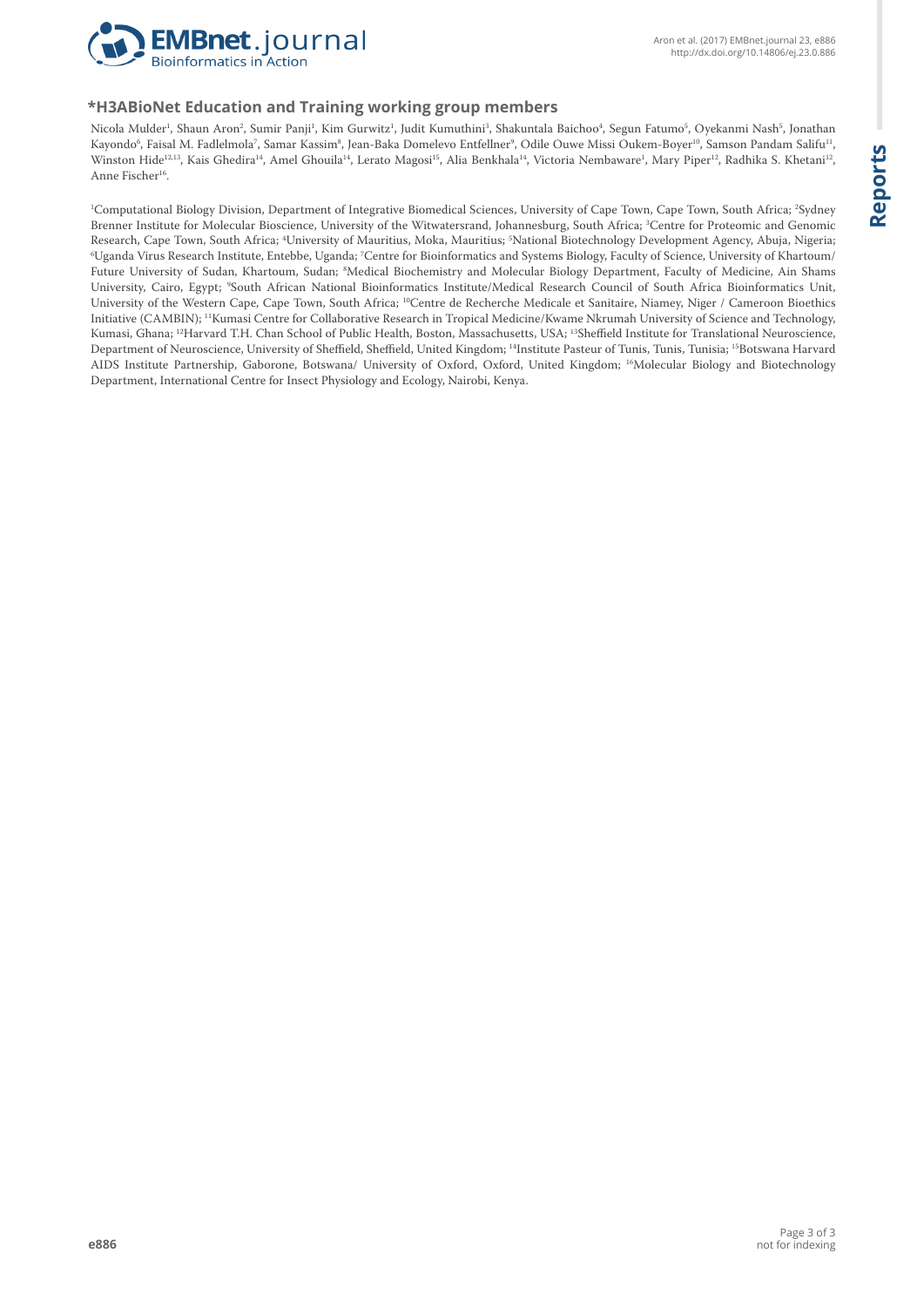## *H3ABioNet Education and Training working group members

Nicola Mulder[1], Shaun Aron[2], Sumir Panji[1], Kim Gurwitz[1], Judit Kumuthini[3], Shakuntala Baichoo[4], Segun Fatumo[5], Oyekanmi Nash[5], Jonathan Kayondo[6], Faisal M. Fadlelmola[7], Samar Kassim[8], Jean-Baka Domelevo Entfellner[9], Odile Ouwe Missi Oukem-Boyer[10], Samson Pandam Salifu[11], Winston Hide[12,13], Kais Ghedira[14], Amel Ghouila[14], Lerato Magosi[15], Alia Benkhala[14], Victoria Nembaware[1], Mary Piper[12], Radhika S. Khetani[12], Anne Fischer[16].

[1]Computational Biology Division, Department of Integrative Biomedical Sciences, University of Cape Town, Cape Town, South Africa; [2]Sydney Brenner Institute for Molecular Bioscience, University of the Witwatersrand, Johannesburg, South Africa; [3]Centre for Proteomic and Genomic Research, Cape Town, South Africa; [4]University of Mauritius, Moka, Mauritius; [5]National Biotechnology Development Agency, Abuja, Nigeria; [6]Uganda Virus Research Institute, Entebbe, Uganda; [7]Centre for Bioinformatics and Systems Biology, Faculty of Science, University of Khartoum/ Future University of Sudan, Khartoum, Sudan; [8]Medical Biochemistry and Molecular Biology Department, Faculty of Medicine, Ain Shams University, Cairo, Egypt; [9]South African National Bioinformatics Institute/Medical Research Council of South Africa Bioinformatics Unit, University of the Western Cape, Cape Town, South Africa; [10]Centre de Recherche Medicale et Sanitaire, Niamey, Niger / Cameroon Bioethics Initiative (CAMBIN); [11]Kumasi Centre for Collaborative Research in Tropical Medicine/Kwame Nkrumah University of Science and Technology, Kumasi, Ghana; [12]Harvard T.H. Chan School of Public Health, Boston, Massachusetts, USA; [13]Sheffield Institute for Translational Neuroscience, Department of Neuroscience, University of Sheffield, Sheffield, United Kingdom; [14]Institute Pasteur of Tunis, Tunis, Tunisia; [15]Botswana Harvard AIDS Institute Partnership, Gaborone, Botswana/ University of Oxford, Oxford, United Kingdom; [16]Molecular Biology and Biotechnology Department, International Centre for Insect Physiology and Ecology, Nairobi, Kenya.